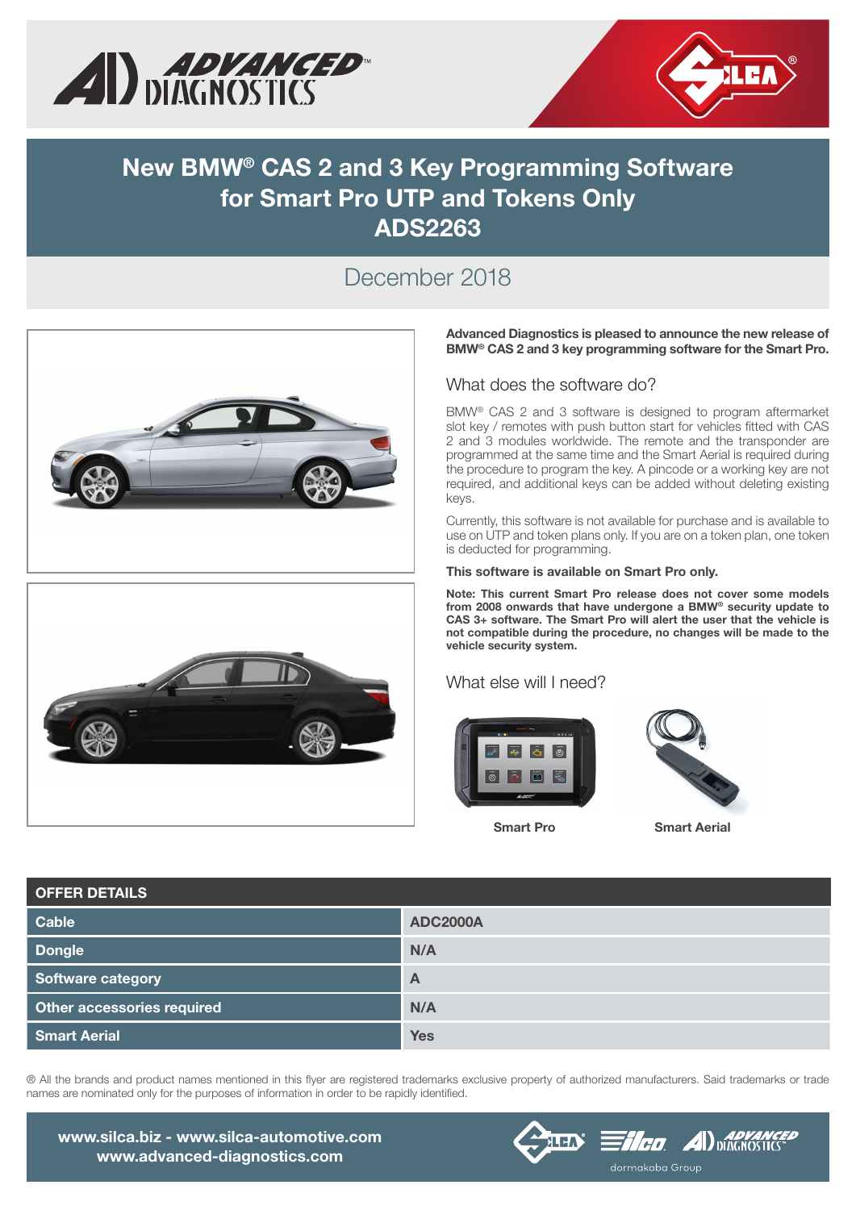# New BMW® CAS 2 and 3 Key Programming Software for Smart Pro UTP and Tokens Only ADS2263

## December 2018

**Advanced Diagnostics is pleased to announce the new release of BMW® CAS 2 and 3 key programming software for the Smart Pro.**

### What does the software do?

BMW® CAS 2 and 3 software is designed to program aftermarket slot key / remotes with push button start for vehicles fitted with CAS 2 and 3 modules worldwide. The remote and the transponder are programmed at the same time and the Smart Aerial is required during the procedure to program the key. A pincode or a working key are not required, and additional keys can be added without deleting existing keys.

Currently, this software is not available for purchase and is available to use on UTP and token plans only. If you are on a token plan, one token is deducted for programming.

**This software is available on Smart Pro only.**

**Note: This current Smart Pro release does not cover some models from 2008 onwards that have undergone a BMW® security update to CAS 3+ software. The Smart Pro will alert the user that the vehicle is not compatible during the procedure, no changes will be made to the vehicle security system.**

### What else will I need?

Smart Pro

Smart Aerial

| OFFER DETAILS | |
|---|---|
| Cable | ADC2000A |
| Dongle | N/A |
| Software category | A |
| Other accessories required | N/A |
| Smart Aerial | Yes |

® All the brands and product names mentioned in this flyer are registered trademarks exclusive property of authorized manufacturers. Said trademarks or trade names are nominated only for the purposes of information in order to be rapidly identified.

www.silca.biz - www.silca-automotive.com
www.advanced-diagnostics.com

dormakaba Group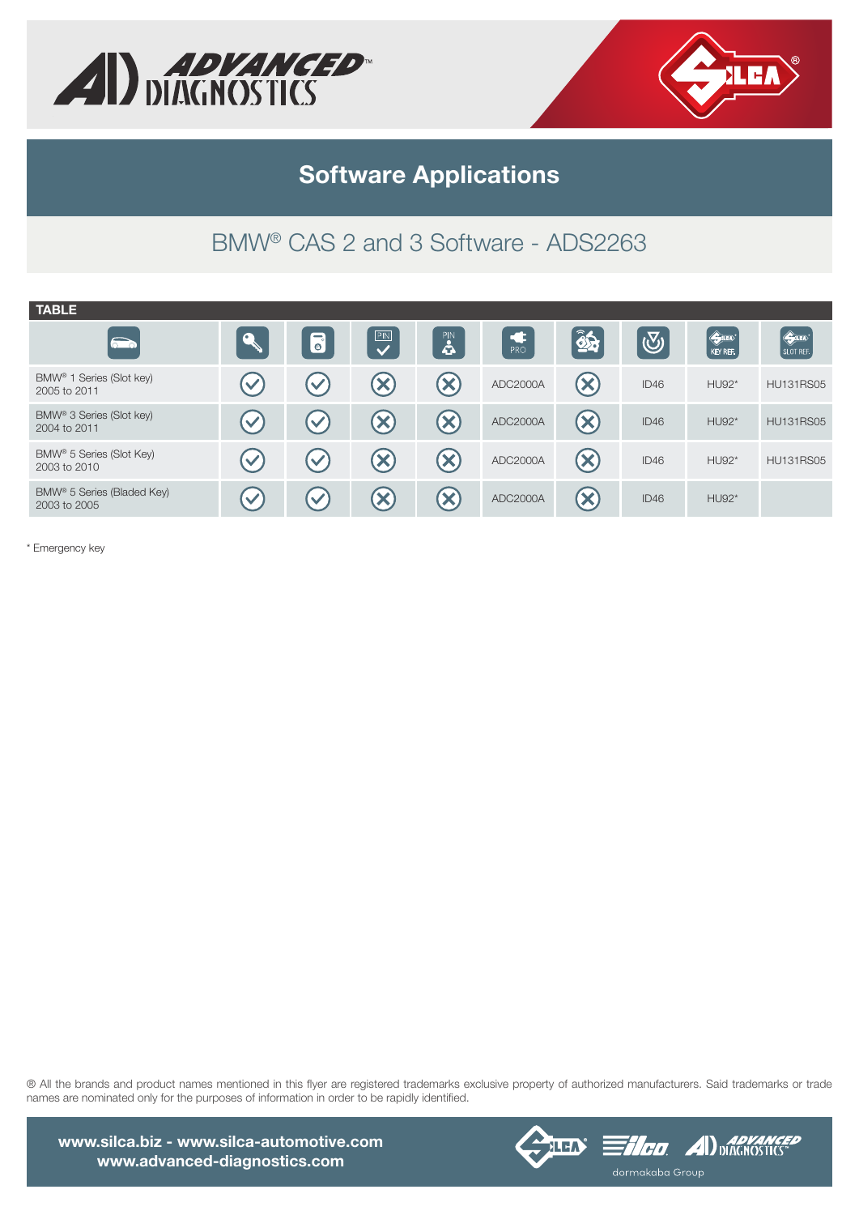## Software Applications

### BMW® CAS 2 and 3 Software - ADS2263

**TABLE**

| | | | | | | | | KEY REF. | SLOT REF. |
|---|---|---|---|---|---|---|---|---|---|
| BMW® 1 Series (Slot key) 2005 to 2011 | ✓ | ✓ | ✗ | ✗ | ADC2000A | ✗ | ID46 | HU92* | HU131RS05 |
| BMW® 3 Series (Slot key) 2004 to 2011 | ✓ | ✓ | ✗ | ✗ | ADC2000A | ✗ | ID46 | HU92* | HU131RS05 |
| BMW® 5 Series (Slot Key) 2003 to 2010 | ✓ | ✓ | ✗ | ✗ | ADC2000A | ✗ | ID46 | HU92* | HU131RS05 |
| BMW® 5 Series (Bladed Key) 2003 to 2005 | ✓ | ✓ | ✗ | ✗ | ADC2000A | ✗ | ID46 | HU92* | |

* Emergency key

® All the brands and product names mentioned in this flyer are registered trademarks exclusive property of authorized manufacturers. Said trademarks or trade names are nominated only for the purposes of information in order to be rapidly identified.

**www.silca.biz - www.silca-automotive.com**
**www.advanced-diagnostics.com**

dormakaba Group